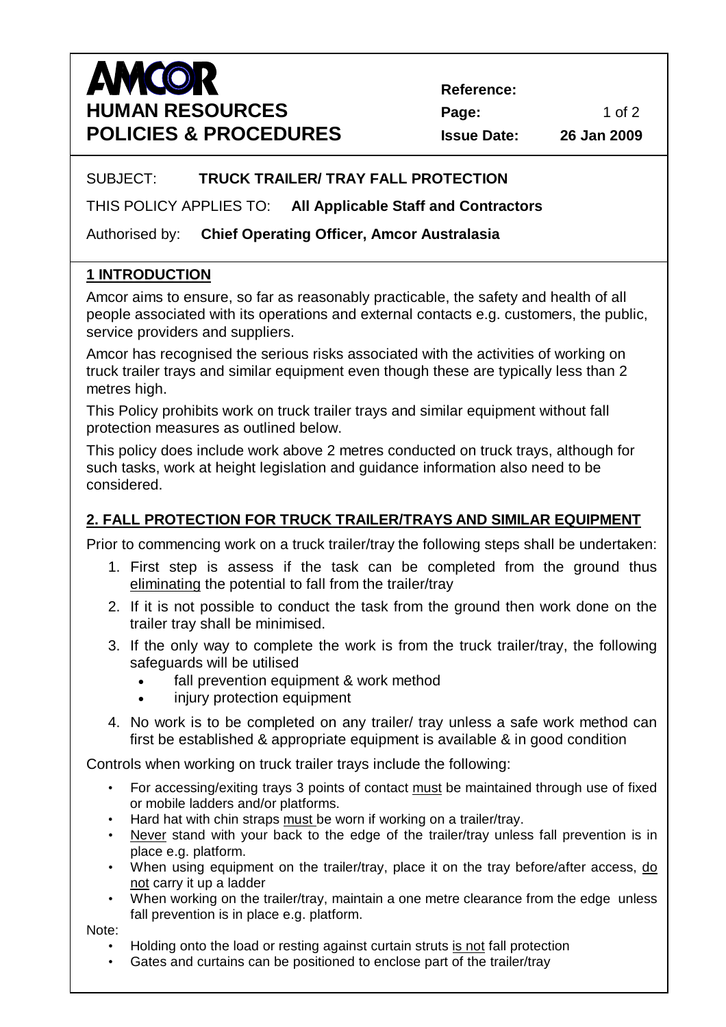**AMCOR**

**HUMAN RESOURCES POLICIES & PROCEDURES**

**Reference:**
**Page:** 1 of 2
**Issue Date:** 26 Jan 2009

SUBJECT: **TRUCK TRAILER/ TRAY FALL PROTECTION**

THIS POLICY APPLIES TO: **All Applicable Staff and Contractors**

Authorised by: **Chief Operating Officer, Amcor Australasia**

## 1 INTRODUCTION

Amcor aims to ensure, so far as reasonably practicable, the safety and health of all people associated with its operations and external contacts e.g. customers, the public, service providers and suppliers.

Amcor has recognised the serious risks associated with the activities of working on truck trailer trays and similar equipment even though these are typically less than 2 metres high.

This Policy prohibits work on truck trailer trays and similar equipment without fall protection measures as outlined below.

This policy does include work above 2 metres conducted on truck trays, although for such tasks, work at height legislation and guidance information also need to be considered.

## 2. FALL PROTECTION FOR TRUCK TRAILER/TRAYS AND SIMILAR EQUIPMENT

Prior to commencing work on a truck trailer/tray the following steps shall be undertaken:

1. First step is assess if the task can be completed from the ground thus eliminating the potential to fall from the trailer/tray
2. If it is not possible to conduct the task from the ground then work done on the trailer tray shall be minimised.
3. If the only way to complete the work is from the truck trailer/tray, the following safeguards will be utilised
   - fall prevention equipment & work method
   - injury protection equipment
4. No work is to be completed on any trailer/ tray unless a safe work method can first be established & appropriate equipment is available & in good condition

Controls when working on truck trailer trays include the following:

- For accessing/exiting trays 3 points of contact must be maintained through use of fixed or mobile ladders and/or platforms.
- Hard hat with chin straps must be worn if working on a trailer/tray.
- Never stand with your back to the edge of the trailer/tray unless fall prevention is in place e.g. platform.
- When using equipment on the trailer/tray, place it on the tray before/after access, do not carry it up a ladder
- When working on the trailer/tray, maintain a one metre clearance from the edge unless fall prevention is in place e.g. platform.

Note:

- Holding onto the load or resting against curtain struts is not fall protection
- Gates and curtains can be positioned to enclose part of the trailer/tray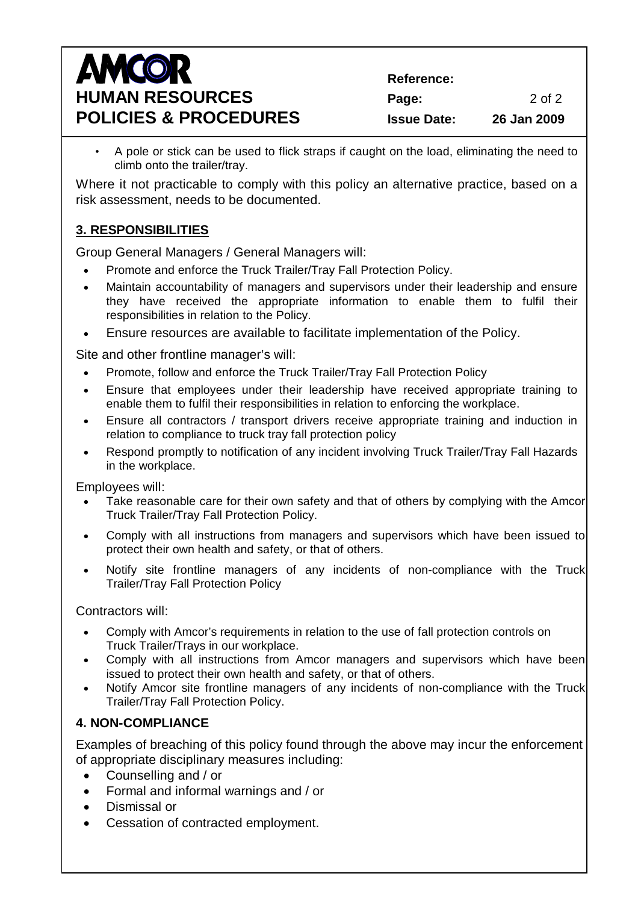- A pole or stick can be used to flick straps if caught on the load, eliminating the need to climb onto the trailer/tray.

Where it not practicable to comply with this policy an alternative practice, based on a risk assessment, needs to be documented.

## 3. RESPONSIBILITIES

Group General Managers / General Managers will:

- Promote and enforce the Truck Trailer/Tray Fall Protection Policy.
- Maintain accountability of managers and supervisors under their leadership and ensure they have received the appropriate information to enable them to fulfil their responsibilities in relation to the Policy.
- Ensure resources are available to facilitate implementation of the Policy.

Site and other frontline manager's will:

- Promote, follow and enforce the Truck Trailer/Tray Fall Protection Policy
- Ensure that employees under their leadership have received appropriate training to enable them to fulfil their responsibilities in relation to enforcing the workplace.
- Ensure all contractors / transport drivers receive appropriate training and induction in relation to compliance to truck tray fall protection policy
- Respond promptly to notification of any incident involving Truck Trailer/Tray Fall Hazards in the workplace.

Employees will:

- Take reasonable care for their own safety and that of others by complying with the Amcor Truck Trailer/Tray Fall Protection Policy.
- Comply with all instructions from managers and supervisors which have been issued to protect their own health and safety, or that of others.
- Notify site frontline managers of any incidents of non-compliance with the Truck Trailer/Tray Fall Protection Policy

Contractors will:

- Comply with Amcor's requirements in relation to the use of fall protection controls on Truck Trailer/Trays in our workplace.
- Comply with all instructions from Amcor managers and supervisors which have been issued to protect their own health and safety, or that of others.
- Notify Amcor site frontline managers of any incidents of non-compliance with the Truck Trailer/Tray Fall Protection Policy.

## 4. NON-COMPLIANCE

Examples of breaching of this policy found through the above may incur the enforcement of appropriate disciplinary measures including:

- Counselling and / or
- Formal and informal warnings and / or
- Dismissal or
- Cessation of contracted employment.